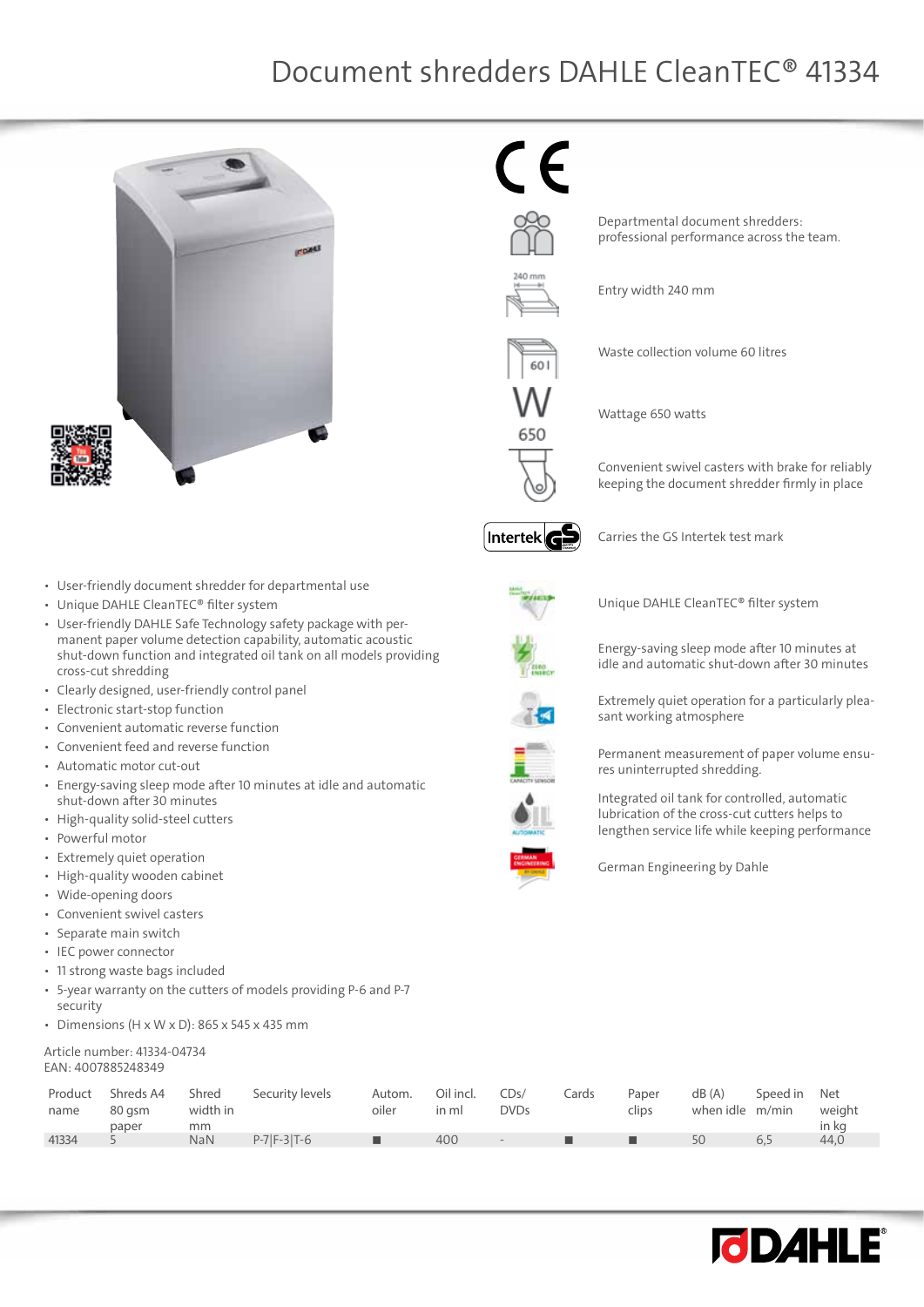# Document shredders DAHLE CleanTEC® 41334

Departmental document shredders: professional performance across the team.

Entry width 240 mm

Waste collection volume 60 litres

Wattage 650 watts

Convenient swivel casters with brake for reliably keeping the document shredder firmly in place

Carries the GS Intertek test mark

Unique DAHLE CleanTEC® filter system

Energy-saving sleep mode after 10 minutes at idle and automatic shut-down after 30 minutes

Extremely quiet operation for a particularly pleasant working atmosphere

Permanent measurement of paper volume ensures uninterrupted shredding.

Integrated oil tank for controlled, automatic lubrication of the cross-cut cutters helps to lengthen service life while keeping performance

German Engineering by Dahle

- User-friendly document shredder for departmental use
- Unique DAHLE CleanTEC® filter system
- User-friendly DAHLE Safe Technology safety package with permanent paper volume detection capability, automatic acoustic shut-down function and integrated oil tank on all models providing cross-cut shredding
- Clearly designed, user-friendly control panel
- Electronic start-stop function
- Convenient automatic reverse function
- Convenient feed and reverse function
- Automatic motor cut-out
- Energy-saving sleep mode after 10 minutes at idle and automatic shut-down after 30 minutes
- High-quality solid-steel cutters
- Powerful motor
- Extremely quiet operation
- High-quality wooden cabinet
- Wide-opening doors
- Convenient swivel casters
- Separate main switch
- IEC power connector
- 11 strong waste bags included
- 5-year warranty on the cutters of models providing P-6 and P-7 security
- Dimensions (H x W x D): 865 x 545 x 435 mm

Article number: 41334-04734
EAN: 4007885248349

| Product name | Shreds A4 80 gsm paper | Shred width in mm | Security levels | Autom. oiler | Oil incl. in ml | CDs/ DVDs | Cards | Paper clips | dB (A) when idle | Speed in m/min | Net weight in kg |
|---|---|---|---|---|---|---|---|---|---|---|---|
| 41334 | 5 | NaN | P-7\|F-3\|T-6 | ■ | 400 | - | ■ | ■ | 50 | 6,5 | 44,0 |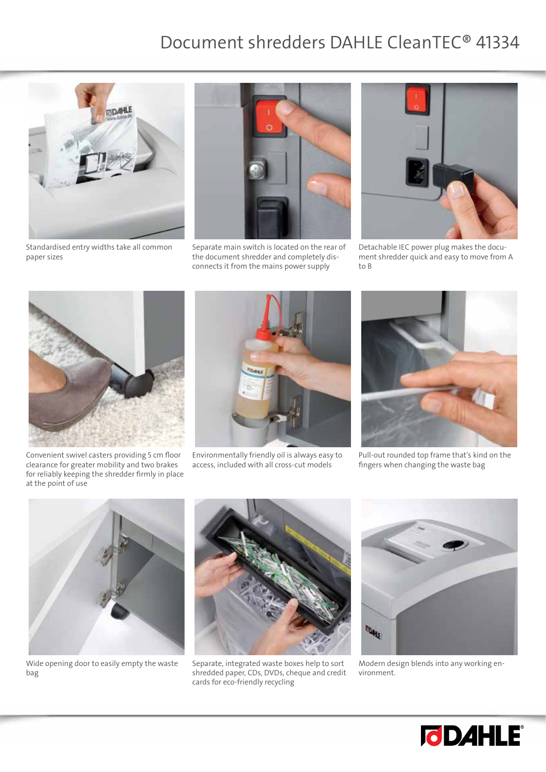# Document shredders DAHLE CleanTEC® 41334

Standardised entry widths take all common paper sizes

Separate main switch is located on the rear of the document shredder and completely disconnects it from the mains power supply

Detachable IEC power plug makes the document shredder quick and easy to move from A to B

Convenient swivel casters providing 5 cm floor clearance for greater mobility and two brakes for reliably keeping the shredder firmly in place at the point of use

Environmentally friendly oil is always easy to access, included with all cross-cut models

Pull-out rounded top frame that's kind on the fingers when changing the waste bag

Wide opening door to easily empty the waste bag

Separate, integrated waste boxes help to sort shredded paper, CDs, DVDs, cheque and credit cards for eco-friendly recycling

Modern design blends into any working environment.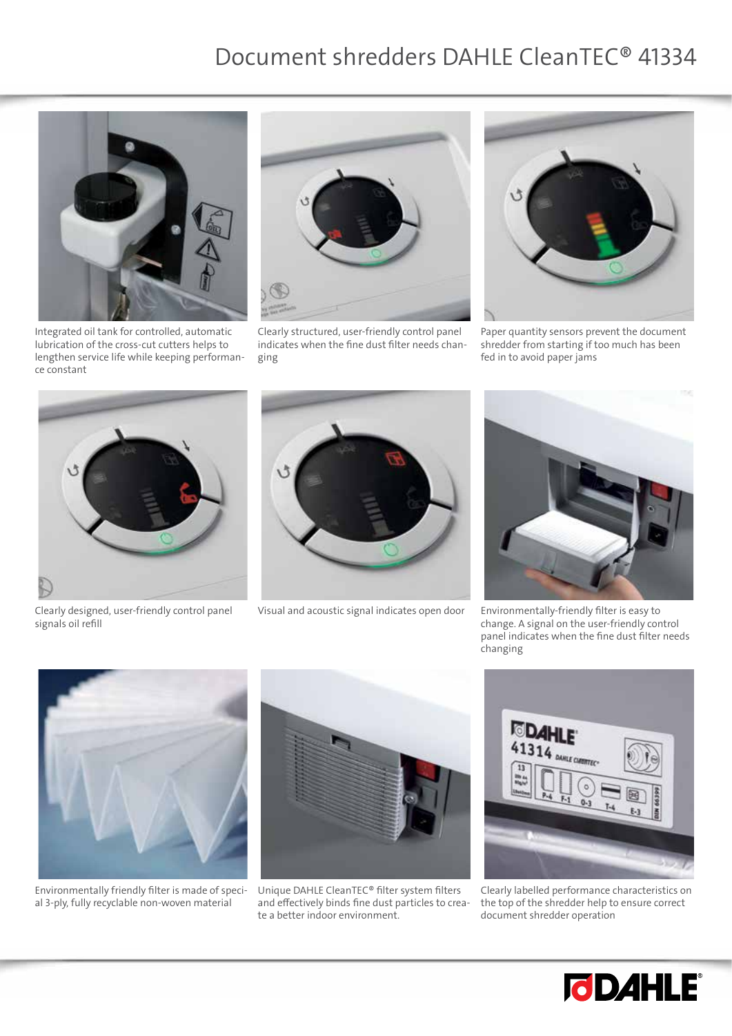# Document shredders DAHLE CleanTEC® 41334

Integrated oil tank for controlled, automatic lubrication of the cross-cut cutters helps to lengthen service life while keeping performance constant

Clearly structured, user-friendly control panel indicates when the fine dust filter needs changing

Paper quantity sensors prevent the document shredder from starting if too much has been fed in to avoid paper jams

Clearly designed, user-friendly control panel signals oil refill

Visual and acoustic signal indicates open door

Environmentally-friendly filter is easy to change. A signal on the user-friendly control panel indicates when the fine dust filter needs changing

Environmentally friendly filter is made of special 3-ply, fully recyclable non-woven material

Unique DAHLE CleanTEC® filter system filters and effectively binds fine dust particles to create a better indoor environment.

Clearly labelled performance characteristics on the top of the shredder help to ensure correct document shredder operation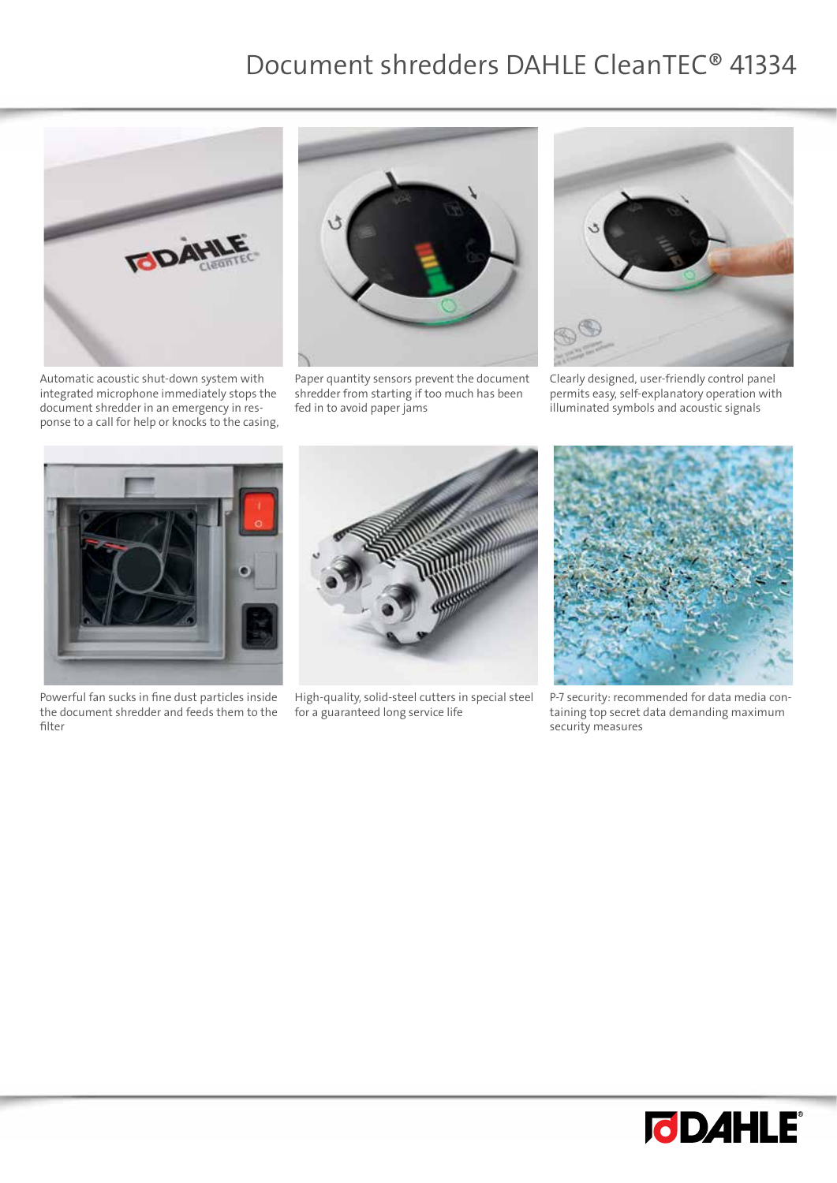# Document shredders DAHLE CleanTEC® 41334

Automatic acoustic shut-down system with integrated microphone immediately stops the document shredder in an emergency in response to a call for help or knocks to the casing,

Paper quantity sensors prevent the document shredder from starting if too much has been fed in to avoid paper jams

Clearly designed, user-friendly control panel permits easy, self-explanatory operation with illuminated symbols and acoustic signals

Powerful fan sucks in fine dust particles inside the document shredder and feeds them to the filter

High-quality, solid-steel cutters in special steel for a guaranteed long service life

P-7 security: recommended for data media containing top secret data demanding maximum security measures